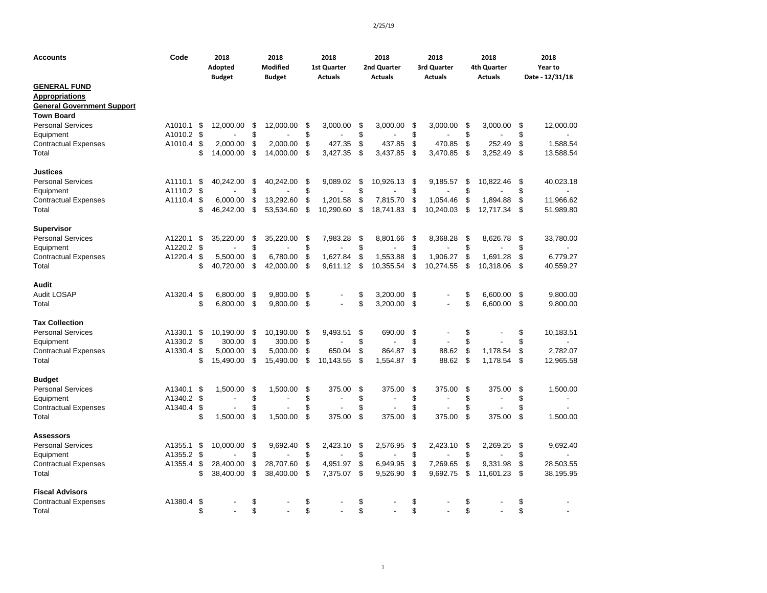| Accounts | Code | 2018 Adopted Budget | 2018 Modified Budget | 2018 1st Quarter Actuals | 2018 2nd Quarter Actuals | 2018 3rd Quarter Actuals | 2018 4th Quarter Actuals | 2018 Year to Date - 12/31/18 |
|---|---|---|---|---|---|---|---|---|
| **GENERAL FUND** | | | | | | | | |
| **Appropriations** | | | | | | | | |
| **General Government Support** | | | | | | | | |
| **Town Board** | | | | | | | | |
| Personal Services | A1010.1 | $ 12,000.00 | $ 12,000.00 | $ 3,000.00 | $ 3,000.00 | $ 3,000.00 | $ 3,000.00 | $ 12,000.00 |
| Equipment | A1010.2 | $ - | $ - | $ - | $ - | $ - | $ - | $ - |
| Contractual Expenses | A1010.4 | $ 2,000.00 | $ 2,000.00 | $ 427.35 | $ 437.85 | $ 470.85 | $ 252.49 | $ 1,588.54 |
| Total | | $ 14,000.00 | $ 14,000.00 | $ 3,427.35 | $ 3,437.85 | $ 3,470.85 | $ 3,252.49 | $ 13,588.54 |
| **Justices** | | | | | | | | |
| Personal Services | A1110.1 | $ 40,242.00 | $ 40,242.00 | $ 9,089.02 | $ 10,926.13 | $ 9,185.57 | $ 10,822.46 | $ 40,023.18 |
| Equipment | A1110.2 | $ - | $ - | $ - | $ - | $ - | $ - | $ - |
| Contractual Expenses | A1110.4 | $ 6,000.00 | $ 13,292.60 | $ 1,201.58 | $ 7,815.70 | $ 1,054.46 | $ 1,894.88 | $ 11,966.62 |
| Total | | $ 46,242.00 | $ 53,534.60 | $ 10,290.60 | $ 18,741.83 | $ 10,240.03 | $ 12,717.34 | $ 51,989.80 |
| **Supervisor** | | | | | | | | |
| Personal Services | A1220.1 | $ 35,220.00 | $ 35,220.00 | $ 7,983.28 | $ 8,801.66 | $ 8,368.28 | $ 8,626.78 | $ 33,780.00 |
| Equipment | A1220.2 | $ - | $ - | $ - | $ - | $ - | $ - | $ - |
| Contractual Expenses | A1220.4 | $ 5,500.00 | $ 6,780.00 | $ 1,627.84 | $ 1,553.88 | $ 1,906.27 | $ 1,691.28 | $ 6,779.27 |
| Total | | $ 40,720.00 | $ 42,000.00 | $ 9,611.12 | $ 10,355.54 | $ 10,274.55 | $ 10,318.06 | $ 40,559.27 |
| **Audit** | | | | | | | | |
| Audit LOSAP | A1320.4 | $ 6,800.00 | $ 9,800.00 | $ - | $ 3,200.00 | $ - | $ 6,600.00 | $ 9,800.00 |
| Total | | $ 6,800.00 | $ 9,800.00 | $ - | $ 3,200.00 | $ - | $ 6,600.00 | $ 9,800.00 |
| **Tax Collection** | | | | | | | | |
| Personal Services | A1330.1 | $ 10,190.00 | $ 10,190.00 | $ 9,493.51 | $ 690.00 | $ - | $ - | $ 10,183.51 |
| Equipment | A1330.2 | $ 300.00 | $ 300.00 | $ - | $ - | $ - | $ - | $ - |
| Contractual Expenses | A1330.4 | $ 5,000.00 | $ 5,000.00 | $ 650.04 | $ 864.87 | $ 88.62 | $ 1,178.54 | $ 2,782.07 |
| Total | | $ 15,490.00 | $ 15,490.00 | $ 10,143.55 | $ 1,554.87 | $ 88.62 | $ 1,178.54 | $ 12,965.58 |
| **Budget** | | | | | | | | |
| Personal Services | A1340.1 | $ 1,500.00 | $ 1,500.00 | $ 375.00 | $ 375.00 | $ 375.00 | $ 375.00 | $ 1,500.00 |
| Equipment | A1340.2 | $ - | $ - | $ - | $ - | $ - | $ - | $ - |
| Contractual Expenses | A1340.4 | $ - | $ - | $ - | $ - | $ - | $ - | $ - |
| Total | | $ 1,500.00 | $ 1,500.00 | $ 375.00 | $ 375.00 | $ 375.00 | $ 375.00 | $ 1,500.00 |
| **Assessors** | | | | | | | | |
| Personal Services | A1355.1 | $ 10,000.00 | $ 9,692.40 | $ 2,423.10 | $ 2,576.95 | $ 2,423.10 | $ 2,269.25 | $ 9,692.40 |
| Equipment | A1355.2 | $ - | $ - | $ - | $ - | $ - | $ - | $ - |
| Contractual Expenses | A1355.4 | $ 28,400.00 | $ 28,707.60 | $ 4,951.97 | $ 6,949.95 | $ 7,269.65 | $ 9,331.98 | $ 28,503.55 |
| Total | | $ 38,400.00 | $ 38,400.00 | $ 7,375.07 | $ 9,526.90 | $ 9,692.75 | $ 11,601.23 | $ 38,195.95 |
| **Fiscal Advisors** | | | | | | | | |
| Contractual Expenses | A1380.4 | $ - | $ - | $ - | $ - | $ - | $ - | $ - |
| Total | | $ - | $ - | $ - | $ - | $ - | $ - | $ - |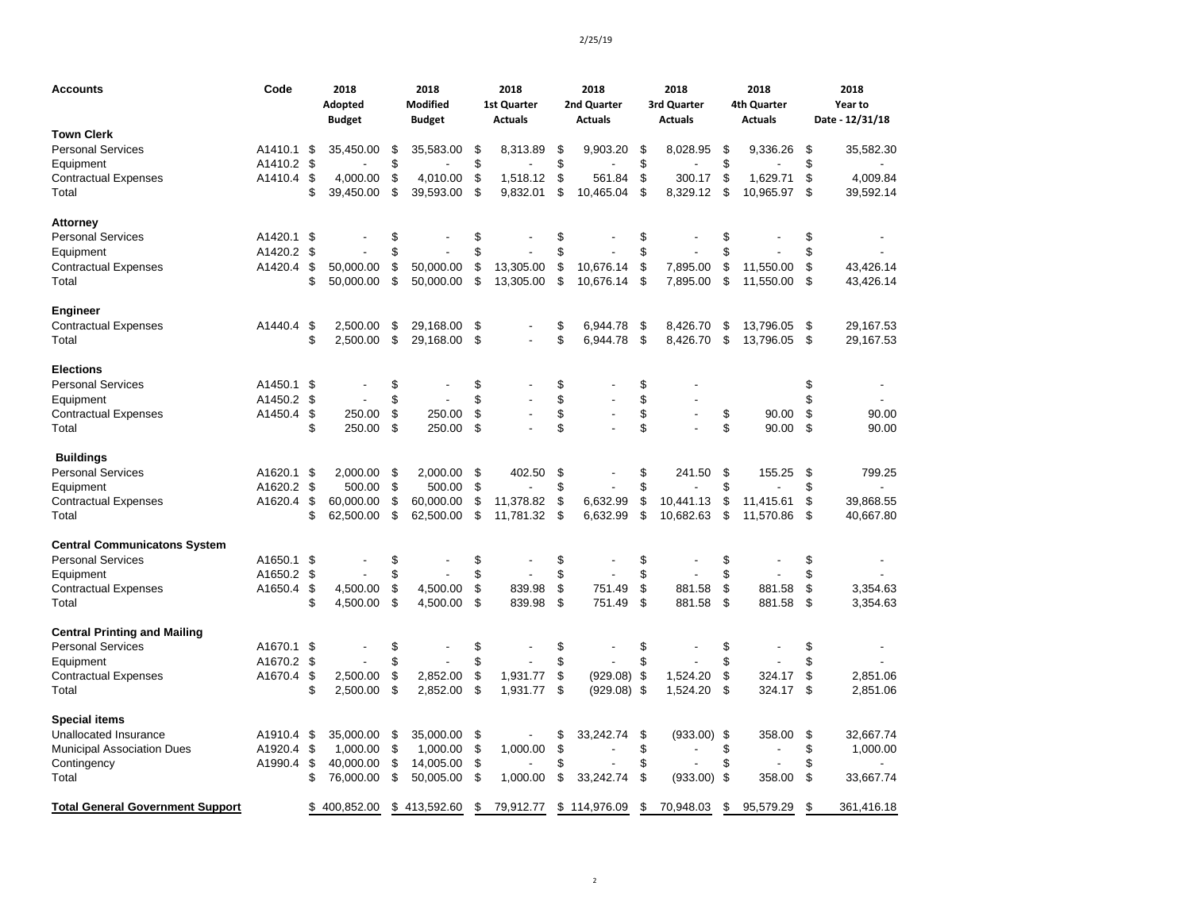| Accounts | Code | 2018 Adopted Budget | 2018 Modified Budget | 2018 1st Quarter Actuals | 2018 2nd Quarter Actuals | 2018 3rd Quarter Actuals | 2018 4th Quarter Actuals | 2018 Year to Date - 12/31/18 |
|---|---|---|---|---|---|---|---|---|
| **Town Clerk** | | | | | | | | |
| Personal Services | A1410.1 | $ 35,450.00 | $ 35,583.00 | $ 8,313.89 | $ 9,903.20 | $ 8,028.95 | $ 9,336.26 | $ 35,582.30 |
| Equipment | A1410.2 | $ - | $ - | $ - | $ - | $ - | $ - | $ - |
| Contractual Expenses | A1410.4 | $ 4,000.00 | $ 4,010.00 | $ 1,518.12 | $ 561.84 | $ 300.17 | $ 1,629.71 | $ 4,009.84 |
| Total | | $ 39,450.00 | $ 39,593.00 | $ 9,832.01 | $ 10,465.04 | $ 8,329.12 | $ 10,965.97 | $ 39,592.14 |
| **Attorney** | | | | | | | | |
| Personal Services | A1420.1 | $ - | $ - | $ - | $ - | $ - | $ - | $ - |
| Equipment | A1420.2 | $ - | $ - | $ - | $ - | $ - | $ - | $ - |
| Contractual Expenses | A1420.4 | $ 50,000.00 | $ 50,000.00 | $ 13,305.00 | $ 10,676.14 | $ 7,895.00 | $ 11,550.00 | $ 43,426.14 |
| Total | | $ 50,000.00 | $ 50,000.00 | $ 13,305.00 | $ 10,676.14 | $ 7,895.00 | $ 11,550.00 | $ 43,426.14 |
| **Engineer** | | | | | | | | |
| Contractual Expenses | A1440.4 | $ 2,500.00 | $ 29,168.00 | $ - | $ 6,944.78 | $ 8,426.70 | $ 13,796.05 | $ 29,167.53 |
| Total | | $ 2,500.00 | $ 29,168.00 | $ - | $ 6,944.78 | $ 8,426.70 | $ 13,796.05 | $ 29,167.53 |
| **Elections** | | | | | | | | |
| Personal Services | A1450.1 | $ - | $ - | $ - | $ - | $ - | | $ - |
| Equipment | A1450.2 | $ - | $ - | $ - | $ - | $ - | | $ - |
| Contractual Expenses | A1450.4 | $ 250.00 | $ 250.00 | $ - | $ - | $ - | $ 90.00 | $ 90.00 |
| Total | | $ 250.00 | $ 250.00 | $ - | $ - | $ - | $ 90.00 | $ 90.00 |
| **Buildings** | | | | | | | | |
| Personal Services | A1620.1 | $ 2,000.00 | $ 2,000.00 | $ 402.50 | $ - | $ 241.50 | $ 155.25 | $ 799.25 |
| Equipment | A1620.2 | $ 500.00 | $ 500.00 | $ - | $ - | $ - | $ - | $ - |
| Contractual Expenses | A1620.4 | $ 60,000.00 | $ 60,000.00 | $ 11,378.82 | $ 6,632.99 | $ 10,441.13 | $ 11,415.61 | $ 39,868.55 |
| Total | | $ 62,500.00 | $ 62,500.00 | $ 11,781.32 | $ 6,632.99 | $ 10,682.63 | $ 11,570.86 | $ 40,667.80 |
| **Central Communicatons System** | | | | | | | | |
| Personal Services | A1650.1 | $ - | $ - | $ - | $ - | $ - | $ - | $ - |
| Equipment | A1650.2 | $ - | $ - | $ - | $ - | $ - | $ - | $ - |
| Contractual Expenses | A1650.4 | $ 4,500.00 | $ 4,500.00 | $ 839.98 | $ 751.49 | $ 881.58 | $ 881.58 | $ 3,354.63 |
| Total | | $ 4,500.00 | $ 4,500.00 | $ 839.98 | $ 751.49 | $ 881.58 | $ 881.58 | $ 3,354.63 |
| **Central Printing and Mailing** | | | | | | | | |
| Personal Services | A1670.1 | $ - | $ - | $ - | $ - | $ - | $ - | $ - |
| Equipment | A1670.2 | $ - | $ - | $ - | $ - | $ - | $ - | $ - |
| Contractual Expenses | A1670.4 | $ 2,500.00 | $ 2,852.00 | $ 1,931.77 | $ (929.08) | $ 1,524.20 | $ 324.17 | $ 2,851.06 |
| Total | | $ 2,500.00 | $ 2,852.00 | $ 1,931.77 | $ (929.08) | $ 1,524.20 | $ 324.17 | $ 2,851.06 |
| **Special items** | | | | | | | | |
| Unallocated Insurance | A1910.4 | $ 35,000.00 | $ 35,000.00 | $ - | $ 33,242.74 | $ (933.00) | $ 358.00 | $ 32,667.74 |
| Municipal Association Dues | A1920.4 | $ 1,000.00 | $ 1,000.00 | $ 1,000.00 | $ - | $ - | $ - | $ 1,000.00 |
| Contingency | A1990.4 | $ 40,000.00 | $ 14,005.00 | $ - | $ - | $ - | $ - | $ - |
| Total | | $ 76,000.00 | $ 50,005.00 | $ 1,000.00 | $ 33,242.74 | $ (933.00) | $ 358.00 | $ 33,667.74 |
| **Total General Government Support** | | $ 400,852.00 | $ 413,592.60 | $ 79,912.77 | $ 114,976.09 | $ 70,948.03 | $ 95,579.29 | $ 361,416.18 |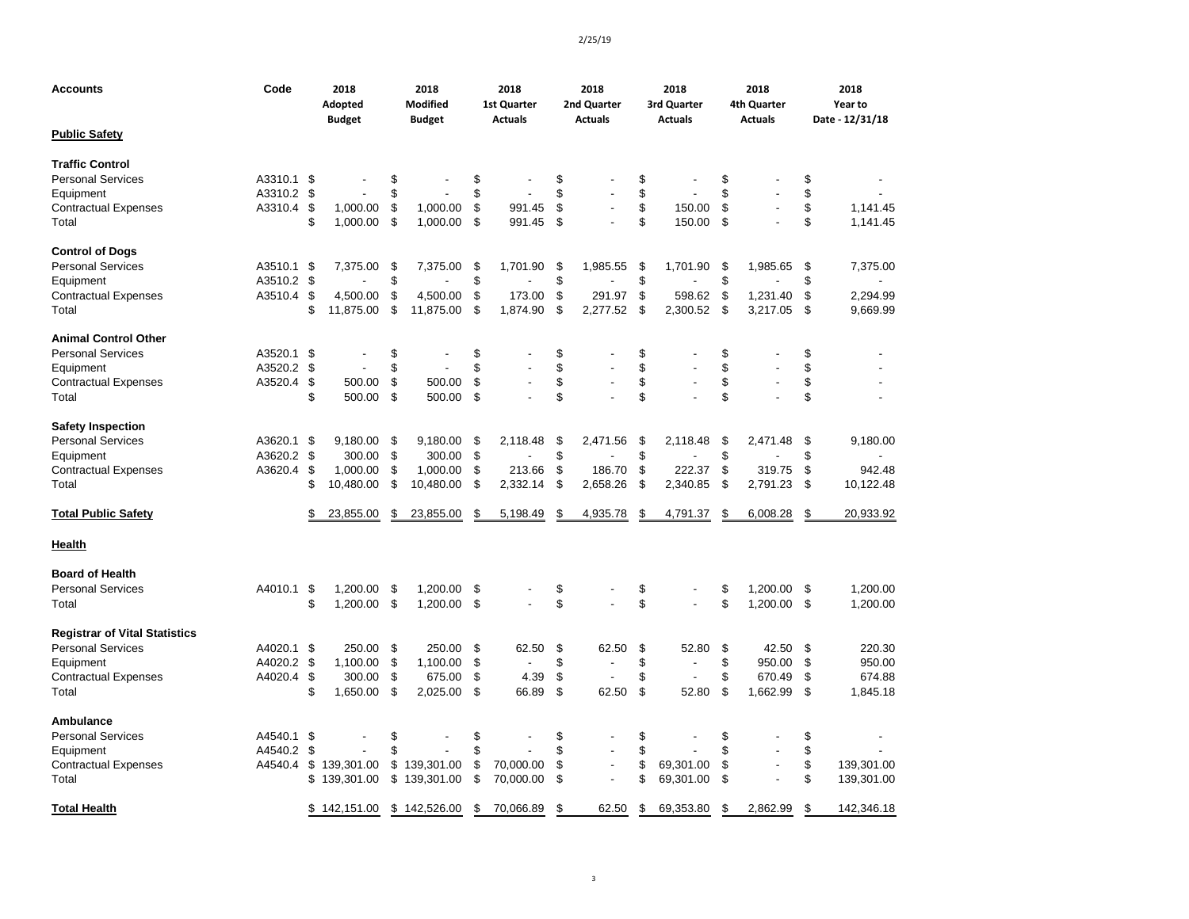| Accounts | Code | 2018 Adopted Budget | 2018 Modified Budget | 2018 1st Quarter Actuals | 2018 2nd Quarter Actuals | 2018 3rd Quarter Actuals | 2018 4th Quarter Actuals | 2018 Year to Date - 12/31/18 |
|---|---|---|---|---|---|---|---|---|
| **Public Safety** | | | | | | | | |
| **Traffic Control** | | | | | | | | |
| Personal Services | A3310.1 | $ - | $ - | $ - | $ - | $ - | $ - | $ - |
| Equipment | A3310.2 | $ - | $ - | $ - | $ - | $ - | $ - | $ - |
| Contractual Expenses | A3310.4 | $ 1,000.00 | $ 1,000.00 | $ 991.45 | $ - | $ 150.00 | $ - | $ 1,141.45 |
| Total | | $ 1,000.00 | $ 1,000.00 | $ 991.45 | $ - | $ 150.00 | $ - | $ 1,141.45 |
| **Control of Dogs** | | | | | | | | |
| Personal Services | A3510.1 | $ 7,375.00 | $ 7,375.00 | $ 1,701.90 | $ 1,985.55 | $ 1,701.90 | $ 1,985.65 | $ 7,375.00 |
| Equipment | A3510.2 | $ - | $ - | $ - | $ - | $ - | $ - | $ - |
| Contractual Expenses | A3510.4 | $ 4,500.00 | $ 4,500.00 | $ 173.00 | $ 291.97 | $ 598.62 | $ 1,231.40 | $ 2,294.99 |
| Total | | $ 11,875.00 | $ 11,875.00 | $ 1,874.90 | $ 2,277.52 | $ 2,300.52 | $ 3,217.05 | $ 9,669.99 |
| **Animal Control Other** | | | | | | | | |
| Personal Services | A3520.1 | $ - | $ - | $ - | $ - | $ - | $ - | $ - |
| Equipment | A3520.2 | $ - | $ - | $ - | $ - | $ - | $ - | $ - |
| Contractual Expenses | A3520.4 | $ 500.00 | $ 500.00 | $ - | $ - | $ - | $ - | $ - |
| Total | | $ 500.00 | $ 500.00 | $ - | $ - | $ - | $ - | $ - |
| **Safety Inspection** | | | | | | | | |
| Personal Services | A3620.1 | $ 9,180.00 | $ 9,180.00 | $ 2,118.48 | $ 2,471.56 | $ 2,118.48 | $ 2,471.48 | $ 9,180.00 |
| Equipment | A3620.2 | $ 300.00 | $ 300.00 | $ - | $ - | $ - | $ - | $ - |
| Contractual Expenses | A3620.4 | $ 1,000.00 | $ 1,000.00 | $ 213.66 | $ 186.70 | $ 222.37 | $ 319.75 | $ 942.48 |
| Total | | $ 10,480.00 | $ 10,480.00 | $ 2,332.14 | $ 2,658.26 | $ 2,340.85 | $ 2,791.23 | $ 10,122.48 |
| **Total Public Safety** | | $ 23,855.00 | $ 23,855.00 | $ 5,198.49 | $ 4,935.78 | $ 4,791.37 | $ 6,008.28 | $ 20,933.92 |
| **Health** | | | | | | | | |
| **Board of Health** | | | | | | | | |
| Personal Services | A4010.1 | $ 1,200.00 | $ 1,200.00 | $ - | $ - | $ - | $ 1,200.00 | $ 1,200.00 |
| Total | | $ 1,200.00 | $ 1,200.00 | $ - | $ - | $ - | $ 1,200.00 | $ 1,200.00 |
| **Registrar of Vital Statistics** | | | | | | | | |
| Personal Services | A4020.1 | $ 250.00 | $ 250.00 | $ 62.50 | $ 62.50 | $ 52.80 | $ 42.50 | $ 220.30 |
| Equipment | A4020.2 | $ 1,100.00 | $ 1,100.00 | $ - | $ - | $ - | $ 950.00 | $ 950.00 |
| Contractual Expenses | A4020.4 | $ 300.00 | $ 675.00 | $ 4.39 | $ - | $ - | $ 670.49 | $ 674.88 |
| Total | | $ 1,650.00 | $ 2,025.00 | $ 66.89 | $ 62.50 | $ 52.80 | $ 1,662.99 | $ 1,845.18 |
| **Ambulance** | | | | | | | | |
| Personal Services | A4540.1 | $ - | $ - | $ - | $ - | $ - | $ - | $ - |
| Equipment | A4540.2 | $ - | $ - | $ - | $ - | $ - | $ - | $ - |
| Contractual Expenses | A4540.4 | $ 139,301.00 | $ 139,301.00 | $ 70,000.00 | $ - | $ 69,301.00 | $ - | $ 139,301.00 |
| Total | | $ 139,301.00 | $ 139,301.00 | $ 70,000.00 | $ - | $ 69,301.00 | $ - | $ 139,301.00 |
| **Total Health** | | $ 142,151.00 | $ 142,526.00 | $ 70,066.89 | $ 62.50 | $ 69,353.80 | $ 2,862.99 | $ 142,346.18 |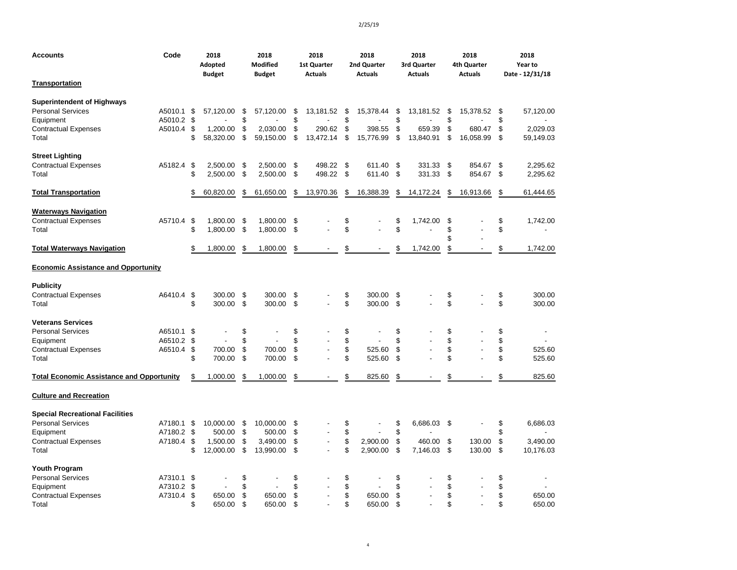| Accounts | Code | 2018 Adopted Budget | 2018 Modified Budget | 2018 1st Quarter Actuals | 2018 2nd Quarter Actuals | 2018 3rd Quarter Actuals | 2018 4th Quarter Actuals | 2018 Year to Date - 12/31/18 |
|---|---|---|---|---|---|---|---|---|
| **Transportation** | | | | | | | | |
| **Superintendent of Highways** | | | | | | | | |
| Personal Services | A5010.1 | $ 57,120.00 | $ 57,120.00 | $ 13,181.52 | $ 15,378.44 | $ 13,181.52 | $ 15,378.52 | $ 57,120.00 |
| Equipment | A5010.2 | $ - | $ - | $ - | $ - | $ - | $ - | $ - |
| Contractual Expenses | A5010.4 | $ 1,200.00 | $ 2,030.00 | $ 290.62 | $ 398.55 | $ 659.39 | $ 680.47 | $ 2,029.03 |
| Total | | $ 58,320.00 | $ 59,150.00 | $ 13,472.14 | $ 15,776.99 | $ 13,840.91 | $ 16,058.99 | $ 59,149.03 |
| **Street Lighting** | | | | | | | | |
| Contractual Expenses | A5182.4 | $ 2,500.00 | $ 2,500.00 | $ 498.22 | $ 611.40 | $ 331.33 | $ 854.67 | $ 2,295.62 |
| Total | | $ 2,500.00 | $ 2,500.00 | $ 498.22 | $ 611.40 | $ 331.33 | $ 854.67 | $ 2,295.62 |
| **Total Transportation** | | $ 60,820.00 | $ 61,650.00 | $ 13,970.36 | $ 16,388.39 | $ 14,172.24 | $ 16,913.66 | $ 61,444.65 |
| **Waterways Navigation** | | | | | | | | |
| Contractual Expenses | A5710.4 | $ 1,800.00 | $ 1,800.00 | $ - | $ - | $ 1,742.00 | $ - | $ 1,742.00 |
| Total | | $ 1,800.00 | $ 1,800.00 | $ - | $ - | $ - | $ - | $ - |
| | | | | | | | $ - | |
| **Total Waterways Navigation** | | $ 1,800.00 | $ 1,800.00 | $ - | $ - | $ 1,742.00 | $ - | $ 1,742.00 |
| **Economic Assistance and Opportunity** | | | | | | | | |
| **Publicity** | | | | | | | | |
| Contractual Expenses | A6410.4 | $ 300.00 | $ 300.00 | $ - | $ 300.00 | $ - | $ - | $ 300.00 |
| Total | | $ 300.00 | $ 300.00 | $ - | $ 300.00 | $ - | $ - | $ 300.00 |
| **Veterans Services** | | | | | | | | |
| Personal Services | A6510.1 | $ - | $ - | $ - | $ - | $ - | $ - | $ - |
| Equipment | A6510.2 | $ - | $ - | $ - | $ - | $ - | $ - | $ - |
| Contractual Expenses | A6510.4 | $ 700.00 | $ 700.00 | $ - | $ 525.60 | $ - | $ - | $ 525.60 |
| Total | | $ 700.00 | $ 700.00 | $ - | $ 525.60 | $ - | $ - | $ 525.60 |
| **Total Economic Assistance and Opportunity** | | $ 1,000.00 | $ 1,000.00 | $ - | $ 825.60 | $ - | $ - | $ 825.60 |
| **Culture and Recreation** | | | | | | | | |
| **Special Recreational Facilities** | | | | | | | | |
| Personal Services | A7180.1 | $ 10,000.00 | $ 10,000.00 | $ - | $ - | $ 6,686.03 | $ - | $ 6,686.03 |
| Equipment | A7180.2 | $ 500.00 | $ 500.00 | $ - | $ - | $ - | | $ - |
| Contractual Expenses | A7180.4 | $ 1,500.00 | $ 3,490.00 | $ - | $ 2,900.00 | $ 460.00 | $ 130.00 | $ 3,490.00 |
| Total | | $ 12,000.00 | $ 13,990.00 | $ - | $ 2,900.00 | $ 7,146.03 | $ 130.00 | $ 10,176.03 |
| **Youth Program** | | | | | | | | |
| Personal Services | A7310.1 | $ - | $ - | $ - | $ - | $ - | $ - | $ - |
| Equipment | A7310.2 | $ - | $ - | $ - | $ - | $ - | $ - | $ - |
| Contractual Expenses | A7310.4 | $ 650.00 | $ 650.00 | $ - | $ 650.00 | $ - | $ - | $ 650.00 |
| Total | | $ 650.00 | $ 650.00 | $ - | $ 650.00 | $ - | $ - | $ 650.00 |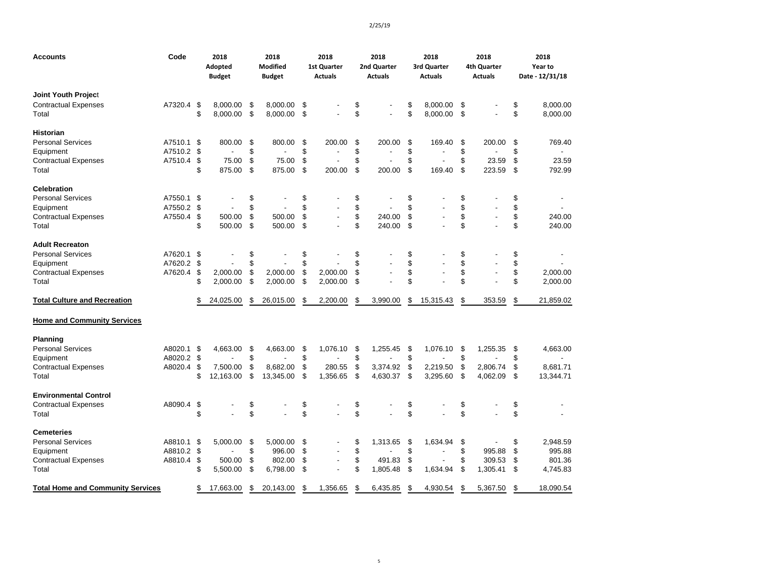| Accounts | Code | 2018 Adopted Budget | 2018 Modified Budget | 2018 1st Quarter Actuals | 2018 2nd Quarter Actuals | 2018 3rd Quarter Actuals | 2018 4th Quarter Actuals | 2018 Year to Date - 12/31/18 |
|---|---|---|---|---|---|---|---|---|
| **Joint Youth Project** | | | | | | | | |
| Contractual Expenses | A7320.4 | $ 8,000.00 | $ 8,000.00 | $ - | $ - | $ 8,000.00 | $ - | $ 8,000.00 |
| Total | | $ 8,000.00 | $ 8,000.00 | $ - | $ - | $ 8,000.00 | $ - | $ 8,000.00 |
| **Historian** | | | | | | | | |
| Personal Services | A7510.1 | $ 800.00 | $ 800.00 | $ 200.00 | $ 200.00 | $ 169.40 | $ 200.00 | $ 769.40 |
| Equipment | A7510.2 | $ - | $ - | $ - | $ - | $ - | $ - | $ - |
| Contractual Expenses | A7510.4 | $ 75.00 | $ 75.00 | $ - | $ - | $ - | $ 23.59 | $ 23.59 |
| Total | | $ 875.00 | $ 875.00 | $ 200.00 | $ 200.00 | $ 169.40 | $ 223.59 | $ 792.99 |
| **Celebration** | | | | | | | | |
| Personal Services | A7550.1 | $ - | $ - | $ - | $ - | $ - | $ - | $ - |
| Equipment | A7550.2 | $ - | $ - | $ - | $ - | $ - | $ - | $ - |
| Contractual Expenses | A7550.4 | $ 500.00 | $ 500.00 | $ - | $ 240.00 | $ - | $ - | $ 240.00 |
| Total | | $ 500.00 | $ 500.00 | $ - | $ 240.00 | $ - | $ - | $ 240.00 |
| **Adult Recreaton** | | | | | | | | |
| Personal Services | A7620.1 | $ - | $ - | $ - | $ - | $ - | $ - | $ - |
| Equipment | A7620.2 | $ - | $ - | $ - | $ - | $ - | $ - | $ - |
| Contractual Expenses | A7620.4 | $ 2,000.00 | $ 2,000.00 | $ 2,000.00 | $ - | $ - | $ - | $ 2,000.00 |
| Total | | $ 2,000.00 | $ 2,000.00 | $ 2,000.00 | $ - | $ - | $ - | $ 2,000.00 |
| **Total Culture and Recreation** | | $ 24,025.00 | $ 26,015.00 | $ 2,200.00 | $ 3,990.00 | $ 15,315.43 | $ 353.59 | $ 21,859.02 |
| **Home and Community Services** | | | | | | | | |
| **Planning** | | | | | | | | |
| Personal Services | A8020.1 | $ 4,663.00 | $ 4,663.00 | $ 1,076.10 | $ 1,255.45 | $ 1,076.10 | $ 1,255.35 | $ 4,663.00 |
| Equipment | A8020.2 | $ - | $ - | $ - | $ - | $ - | $ - | $ - |
| Contractual Expenses | A8020.4 | $ 7,500.00 | $ 8,682.00 | $ 280.55 | $ 3,374.92 | $ 2,219.50 | $ 2,806.74 | $ 8,681.71 |
| Total | | $ 12,163.00 | $ 13,345.00 | $ 1,356.65 | $ 4,630.37 | $ 3,295.60 | $ 4,062.09 | $ 13,344.71 |
| **Environmental Control** | | | | | | | | |
| Contractual Expenses | A8090.4 | $ - | $ - | $ - | $ - | $ - | $ - | $ - |
| Total | | $ - | $ - | $ - | $ - | $ - | $ - | $ - |
| **Cemeteries** | | | | | | | | |
| Personal Services | A8810.1 | $ 5,000.00 | $ 5,000.00 | $ - | $ 1,313.65 | $ 1,634.94 | $ - | $ 2,948.59 |
| Equipment | A8810.2 | $ - | $ 996.00 | $ - | $ - | $ - | $ 995.88 | $ 995.88 |
| Contractual Expenses | A8810.4 | $ 500.00 | $ 802.00 | $ - | $ 491.83 | $ - | $ 309.53 | $ 801.36 |
| Total | | $ 5,500.00 | $ 6,798.00 | $ - | $ 1,805.48 | $ 1,634.94 | $ 1,305.41 | $ 4,745.83 |
| **Total Home and Community Services** | | $ 17,663.00 | $ 20,143.00 | $ 1,356.65 | $ 6,435.85 | $ 4,930.54 | $ 5,367.50 | $ 18,090.54 |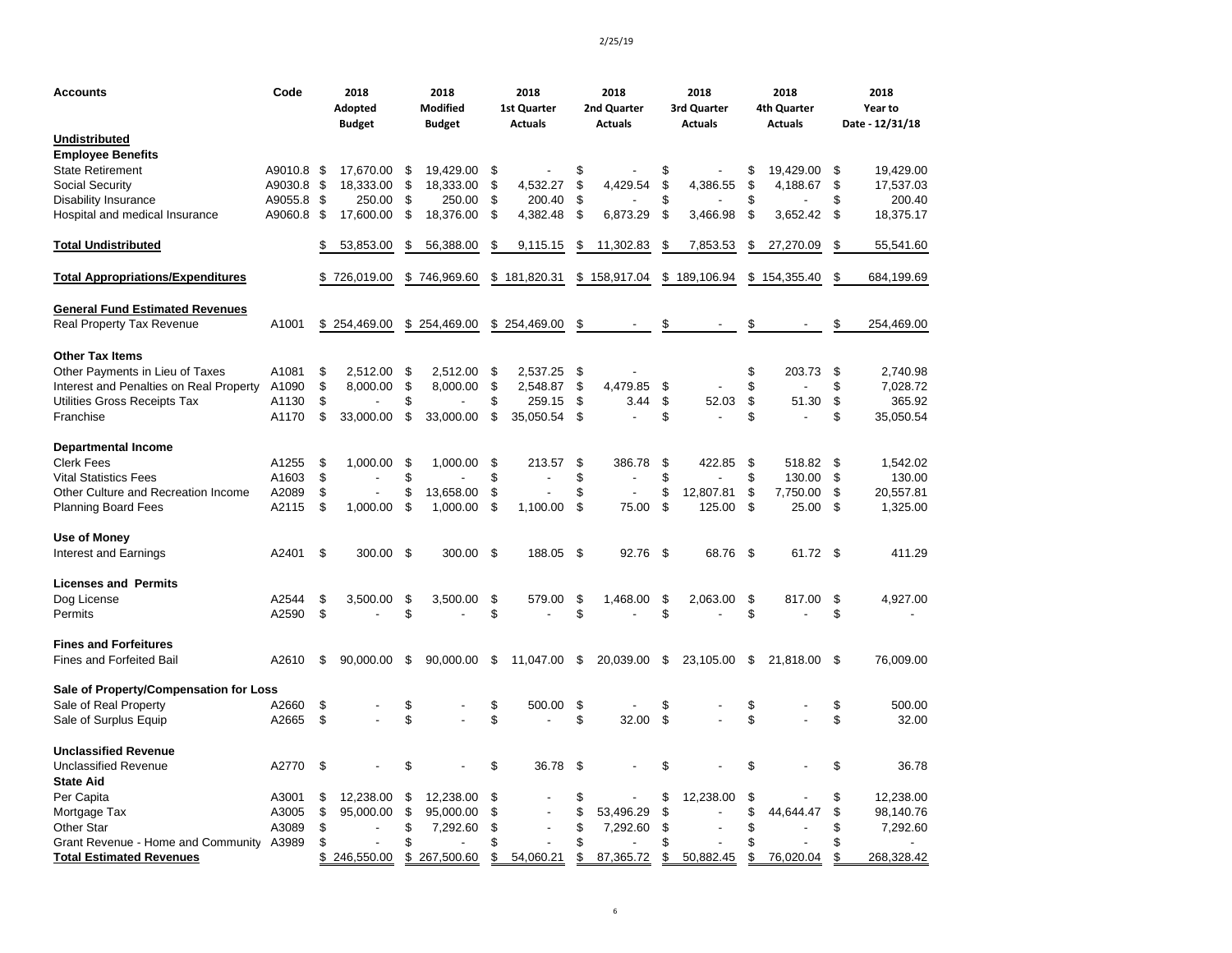| Accounts | Code | 2018 Adopted Budget | 2018 Modified Budget | 2018 1st Quarter Actuals | 2018 2nd Quarter Actuals | 2018 3rd Quarter Actuals | 2018 4th Quarter Actuals | 2018 Year to Date - 12/31/18 |
|---|---|---|---|---|---|---|---|---|
| **Undistributed** | | | | | | | | |
| **Employee Benefits** | | | | | | | | |
| State Retirement | A9010.8 | $ 17,670.00 | $ 19,429.00 | $ - | $ - | $ - | $ 19,429.00 | $ 19,429.00 |
| Social Security | A9030.8 | $ 18,333.00 | $ 18,333.00 | $ 4,532.27 | $ 4,429.54 | $ 4,386.55 | $ 4,188.67 | $ 17,537.03 |
| Disability Insurance | A9055.8 | $ 250.00 | $ 250.00 | $ 200.40 | $ - | $ - | $ - | $ 200.40 |
| Hospital and medical Insurance | A9060.8 | $ 17,600.00 | $ 18,376.00 | $ 4,382.48 | $ 6,873.29 | $ 3,466.98 | $ 3,652.42 | $ 18,375.17 |
| **Total Undistributed** | | $ 53,853.00 | $ 56,388.00 | $ 9,115.15 | $ 11,302.83 | $ 7,853.53 | $ 27,270.09 | $ 55,541.60 |
| **Total Appropriations/Expenditures** | | $ 726,019.00 | $ 746,969.60 | $ 181,820.31 | $ 158,917.04 | $ 189,106.94 | $ 154,355.40 | $ 684,199.69 |
| **General Fund Estimated Revenues** | | | | | | | | |
| Real Property Tax Revenue | A1001 | $ 254,469.00 | $ 254,469.00 | $ 254,469.00 | $ - | $ - | $ - | $ 254,469.00 |
| **Other Tax Items** | | | | | | | | |
| Other Payments in Lieu of Taxes | A1081 | $ 2,512.00 | $ 2,512.00 | $ 2,537.25 | $ - | | $ 203.73 | $ 2,740.98 |
| Interest and Penalties on Real Property | A1090 | $ 8,000.00 | $ 8,000.00 | $ 2,548.87 | $ 4,479.85 | $ - | $ - | $ 7,028.72 |
| Utilities Gross Receipts Tax | A1130 | $ - | $ - | $ 259.15 | $ 3.44 | $ 52.03 | $ 51.30 | $ 365.92 |
| Franchise | A1170 | $ 33,000.00 | $ 33,000.00 | $ 35,050.54 | $ - | $ - | $ - | $ 35,050.54 |
| **Departmental Income** | | | | | | | | |
| Clerk Fees | A1255 | $ 1,000.00 | $ 1,000.00 | $ 213.57 | $ 386.78 | $ 422.85 | $ 518.82 | $ 1,542.02 |
| Vital Statistics Fees | A1603 | $ - | $ - | $ - | $ - | $ - | $ 130.00 | $ 130.00 |
| Other Culture and Recreation Income | A2089 | $ - | $ 13,658.00 | $ - | $ - | $ 12,807.81 | $ 7,750.00 | $ 20,557.81 |
| Planning Board Fees | A2115 | $ 1,000.00 | $ 1,000.00 | $ 1,100.00 | $ 75.00 | $ 125.00 | $ 25.00 | $ 1,325.00 |
| **Use of Money** | | | | | | | | |
| Interest and Earnings | A2401 | $ 300.00 | $ 300.00 | $ 188.05 | $ 92.76 | $ 68.76 | $ 61.72 | $ 411.29 |
| **Licenses and Permits** | | | | | | | | |
| Dog License | A2544 | $ 3,500.00 | $ 3,500.00 | $ 579.00 | $ 1,468.00 | $ 2,063.00 | $ 817.00 | $ 4,927.00 |
| Permits | A2590 | $ - | $ - | $ - | $ - | $ - | $ - | $ - |
| **Fines and Forfeitures** | | | | | | | | |
| Fines and Forfeited Bail | A2610 | $ 90,000.00 | $ 90,000.00 | $ 11,047.00 | $ 20,039.00 | $ 23,105.00 | $ 21,818.00 | $ 76,009.00 |
| **Sale of Property/Compensation for Loss** | | | | | | | | |
| Sale of Real Property | A2660 | $ - | $ - | $ 500.00 | $ - | $ - | $ - | $ 500.00 |
| Sale of Surplus Equip | A2665 | $ - | $ - | $ - | $ 32.00 | $ - | $ - | $ 32.00 |
| **Unclassified Revenue** | | | | | | | | |
| Unclassified Revenue | A2770 | $ - | $ - | $ 36.78 | $ - | $ - | $ - | $ 36.78 |
| **State Aid** | | | | | | | | |
| Per Capita | A3001 | $ 12,238.00 | $ 12,238.00 | $ - | $ - | $ 12,238.00 | $ - | $ 12,238.00 |
| Mortgage Tax | A3005 | $ 95,000.00 | $ 95,000.00 | $ - | $ 53,496.29 | $ - | $ 44,644.47 | $ 98,140.76 |
| Other Star | A3089 | $ - | $ 7,292.60 | $ - | $ 7,292.60 | $ - | $ - | $ 7,292.60 |
| Grant Revenue - Home and Community | A3989 | $ - | $ - | $ - | $ - | $ - | $ - | $ - |
| **Total Estimated Revenues** | | $ 246,550.00 | $ 267,500.60 | $ 54,060.21 | $ 87,365.72 | $ 50,882.45 | $ 76,020.04 | $ 268,328.42 |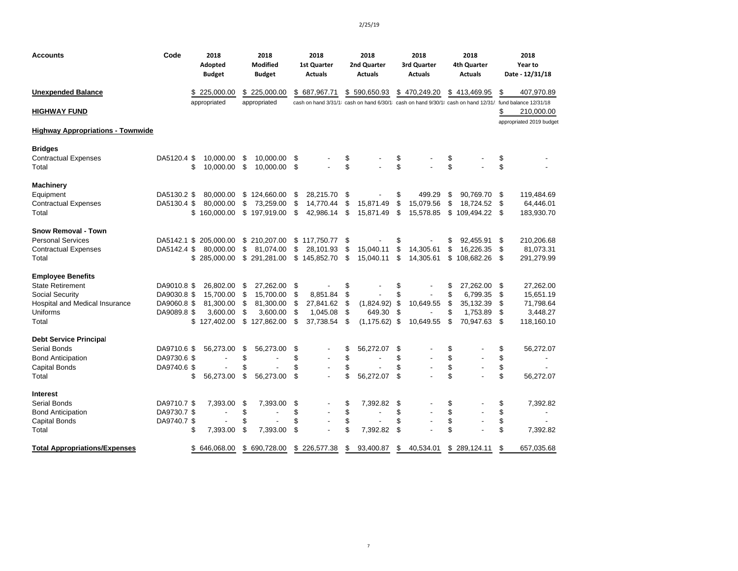2/25/19

| Accounts | Code | 2018 Adopted Budget | 2018 Modified Budget | 2018 1st Quarter Actuals | 2018 2nd Quarter Actuals | 2018 3rd Quarter Actuals | 2018 4th Quarter Actuals | 2018 Year to Date - 12/31/18 |
|---|---|---|---|---|---|---|---|---|
| **Unexpended Balance** | | $ 225,000.00 | $ 225,000.00 | $ 687,967.71 | $ 590,650.93 | $ 470,249.20 | $ 413,469.95 | $ 407,970.89 |
| | | appropriated | appropriated | cash on hand 3/31/1 | cash on hand 6/30/1 | cash on hand 9/30/1 | cash on hand 12/31/ | fund balance 12/31/18 |
| **HIGHWAY FUND** | | | | | | | | $ 210,000.00 |
| | | | | | | | | appropriated 2019 budget |
| **Highway Appropriations - Townwide** | | | | | | | | |
| **Bridges** | | | | | | | | |
| Contractual Expenses | DA5120.4 | $ 10,000.00 | $ 10,000.00 | $ - | $ - | $ - | $ - | $ - |
| Total | | $ 10,000.00 | $ 10,000.00 | $ - | $ - | $ - | $ - | $ - |
| **Machinery** | | | | | | | | |
| Equipment | DA5130.2 | $ 80,000.00 | $ 124,660.00 | $ 28,215.70 | $ - | $ 499.29 | $ 90,769.70 | $ 119,484.69 |
| Contractual Expenses | DA5130.4 | $ 80,000.00 | $ 73,259.00 | $ 14,770.44 | $ 15,871.49 | $ 15,079.56 | $ 18,724.52 | $ 64,446.01 |
| Total | | $ 160,000.00 | $ 197,919.00 | $ 42,986.14 | $ 15,871.49 | $ 15,578.85 | $ 109,494.22 | $ 183,930.70 |
| **Snow Removal - Town** | | | | | | | | |
| Personal Services | DA5142.1 | $ 205,000.00 | $ 210,207.00 | $ 117,750.77 | $ - | $ - | $ 92,455.91 | $ 210,206.68 |
| Contractual Expenses | DA5142.4 | $ 80,000.00 | $ 81,074.00 | $ 28,101.93 | $ 15,040.11 | $ 14,305.61 | $ 16,226.35 | $ 81,073.31 |
| Total | | $ 285,000.00 | $ 291,281.00 | $ 145,852.70 | $ 15,040.11 | $ 14,305.61 | $ 108,682.26 | $ 291,279.99 |
| **Employee Benefits** | | | | | | | | |
| State Retirement | DA9010.8 | $ 26,802.00 | $ 27,262.00 | $ - | $ - | $ - | $ 27,262.00 | $ 27,262.00 |
| Social Security | DA9030.8 | $ 15,700.00 | $ 15,700.00 | $ 8,851.84 | $ - | $ - | $ 6,799.35 | $ 15,651.19 |
| Hospital and Medical Insurance | DA9060.8 | $ 81,300.00 | $ 81,300.00 | $ 27,841.62 | $ (1,824.92) | $ 10,649.55 | $ 35,132.39 | $ 71,798.64 |
| Uniforms | DA9089.8 | $ 3,600.00 | $ 3,600.00 | $ 1,045.08 | $ 649.30 | $ - | $ 1,753.89 | $ 3,448.27 |
| Total | | $ 127,402.00 | $ 127,862.00 | $ 37,738.54 | $ (1,175.62) | $ 10,649.55 | $ 70,947.63 | $ 118,160.10 |
| **Debt Service Principal** | | | | | | | | |
| Serial Bonds | DA9710.6 | $ 56,273.00 | $ 56,273.00 | $ - | $ 56,272.07 | $ - | $ - | $ 56,272.07 |
| Bond Anticipation | DA9730.6 | $ - | $ - | $ - | $ - | $ - | $ - | $ - |
| Capital Bonds | DA9740.6 | $ - | $ - | $ - | $ - | $ - | $ - | $ - |
| Total | | $ 56,273.00 | $ 56,273.00 | $ - | $ 56,272.07 | $ - | $ - | $ 56,272.07 |
| **Interest** | | | | | | | | |
| Serial Bonds | DA9710.7 | $ 7,393.00 | $ 7,393.00 | $ - | $ 7,392.82 | $ - | $ - | $ 7,392.82 |
| Bond Anticipation | DA9730.7 | $ - | $ - | $ - | $ - | $ - | $ - | $ - |
| Capital Bonds | DA9740.7 | $ - | $ - | $ - | $ - | $ - | $ - | $ - |
| Total | | $ 7,393.00 | $ 7,393.00 | $ - | $ 7,392.82 | $ - | $ - | $ 7,392.82 |
| **Total Appropriations/Expenses** | | $ 646,068.00 | $ 690,728.00 | $ 226,577.38 | $ 93,400.87 | $ 40,534.01 | $ 289,124.11 | $ 657,035.68 |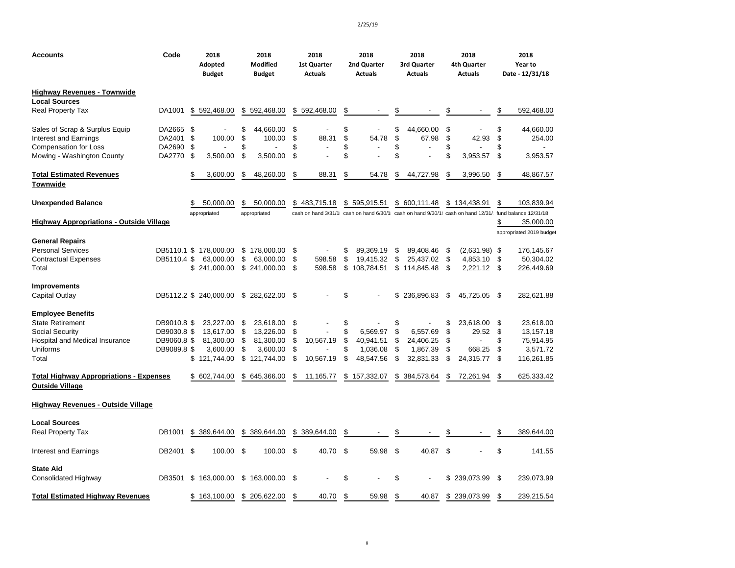| Accounts | Code | 2018 Adopted Budget | 2018 Modified Budget | 2018 1st Quarter Actuals | 2018 2nd Quarter Actuals | 2018 3rd Quarter Actuals | 2018 4th Quarter Actuals | 2018 Year to Date - 12/31/18 |
|---|---|---|---|---|---|---|---|---|
| **Highway Revenues - Townwide** | | | | | | | | |
| **Local Sources** | | | | | | | | |
| Real Property Tax | DA1001 | $ 592,468.00 | $ 592,468.00 | $ 592,468.00 | $ - | $ - | $ - | $ 592,468.00 |
| Sales of Scrap & Surplus Equip | DA2665 | $ - | $ 44,660.00 | $ - | $ - | $ 44,660.00 | $ - | $ 44,660.00 |
| Interest and Earnings | DA2401 | $ 100.00 | $ 100.00 | $ 88.31 | $ 54.78 | $ 67.98 | $ 42.93 | $ 254.00 |
| Compensation for Loss | DA2690 | $ - | $ - | $ - | $ - | $ - | $ - | $ - |
| Mowing - Washington County | DA2770 | $ 3,500.00 | $ 3,500.00 | $ - | $ - | $ - | $ 3,953.57 | $ 3,953.57 |
| **Total Estimated Revenues Townwide** | | $ 3,600.00 | $ 48,260.00 | $ 88.31 | $ 54.78 | $ 44,727.98 | $ 3,996.50 | $ 48,867.57 |
| **Unexpended Balance** | | $ 50,000.00 appropriated | $ 50,000.00 appropriated | $ 483,715.18 cash on hand 3/31/1 | $ 595,915.51 cash on hand 6/30/1 | $ 600,111.48 cash on hand 9/30/1 | $ 134,438.91 cash on hand 12/31/ | $ 103,839.94 fund balance 12/31/18 |
| **Highway Appropriations - Outside Village** | | | | | | | | $ 35,000.00 appropriated 2019 budget |
| **General Repairs** | | | | | | | | |
| Personal Services | DB5110.1 | $ 178,000.00 | $ 178,000.00 | $ - | $ 89,369.19 | $ 89,408.46 | $ (2,631.98) | $ 176,145.67 |
| Contractual Expenses | DB5110.4 | $ 63,000.00 | $ 63,000.00 | $ 598.58 | $ 19,415.32 | $ 25,437.02 | $ 4,853.10 | $ 50,304.02 |
| Total | | $ 241,000.00 | $ 241,000.00 | $ 598.58 | $ 108,784.51 | $ 114,845.48 | $ 2,221.12 | $ 226,449.69 |
| **Improvements** | | | | | | | | |
| Capital Outlay | DB5112.2 | $ 240,000.00 | $ 282,622.00 | $ - | $ - | $ 236,896.83 | $ 45,725.05 | $ 282,621.88 |
| **Employee Benefits** | | | | | | | | |
| State Retirement | DB9010.8 | $ 23,227.00 | $ 23,618.00 | $ - | $ - | $ - | $ 23,618.00 | $ 23,618.00 |
| Social Security | DB9030.8 | $ 13,617.00 | $ 13,226.00 | $ - | $ 6,569.97 | $ 6,557.69 | $ 29.52 | $ 13,157.18 |
| Hospital and Medical Insurance | DB9060.8 | $ 81,300.00 | $ 81,300.00 | $ 10,567.19 | $ 40,941.51 | $ 24,406.25 | $ - | $ 75,914.95 |
| Uniforms | DB9089.8 | $ 3,600.00 | $ 3,600.00 | $ - | $ 1,036.08 | $ 1,867.39 | $ 668.25 | $ 3,571.72 |
| Total | | $ 121,744.00 | $ 121,744.00 | $ 10,567.19 | $ 48,547.56 | $ 32,831.33 | $ 24,315.77 | $ 116,261.85 |
| **Total Highway Appropriations - Expenses Outside Village** | | $ 602,744.00 | $ 645,366.00 | $ 11,165.77 | $ 157,332.07 | $ 384,573.64 | $ 72,261.94 | $ 625,333.42 |
| **Highway Revenues - Outside Village** | | | | | | | | |
| **Local Sources** | | | | | | | | |
| Real Property Tax | DB1001 | $ 389,644.00 | $ 389,644.00 | $ 389,644.00 | $ - | $ - | $ - | $ 389,644.00 |
| Interest and Earnings | DB2401 | $ 100.00 | $ 100.00 | $ 40.70 | $ 59.98 | $ 40.87 | $ - | $ 141.55 |
| **State Aid** | | | | | | | | |
| Consolidated Highway | DB3501 | $ 163,000.00 | $ 163,000.00 | $ - | $ - | $ - | $ 239,073.99 | $ 239,073.99 |
| **Total Estimated Highway Revenues** | | $ 163,100.00 | $ 205,622.00 | $ 40.70 | $ 59.98 | $ 40.87 | $ 239,073.99 | $ 239,215.54 |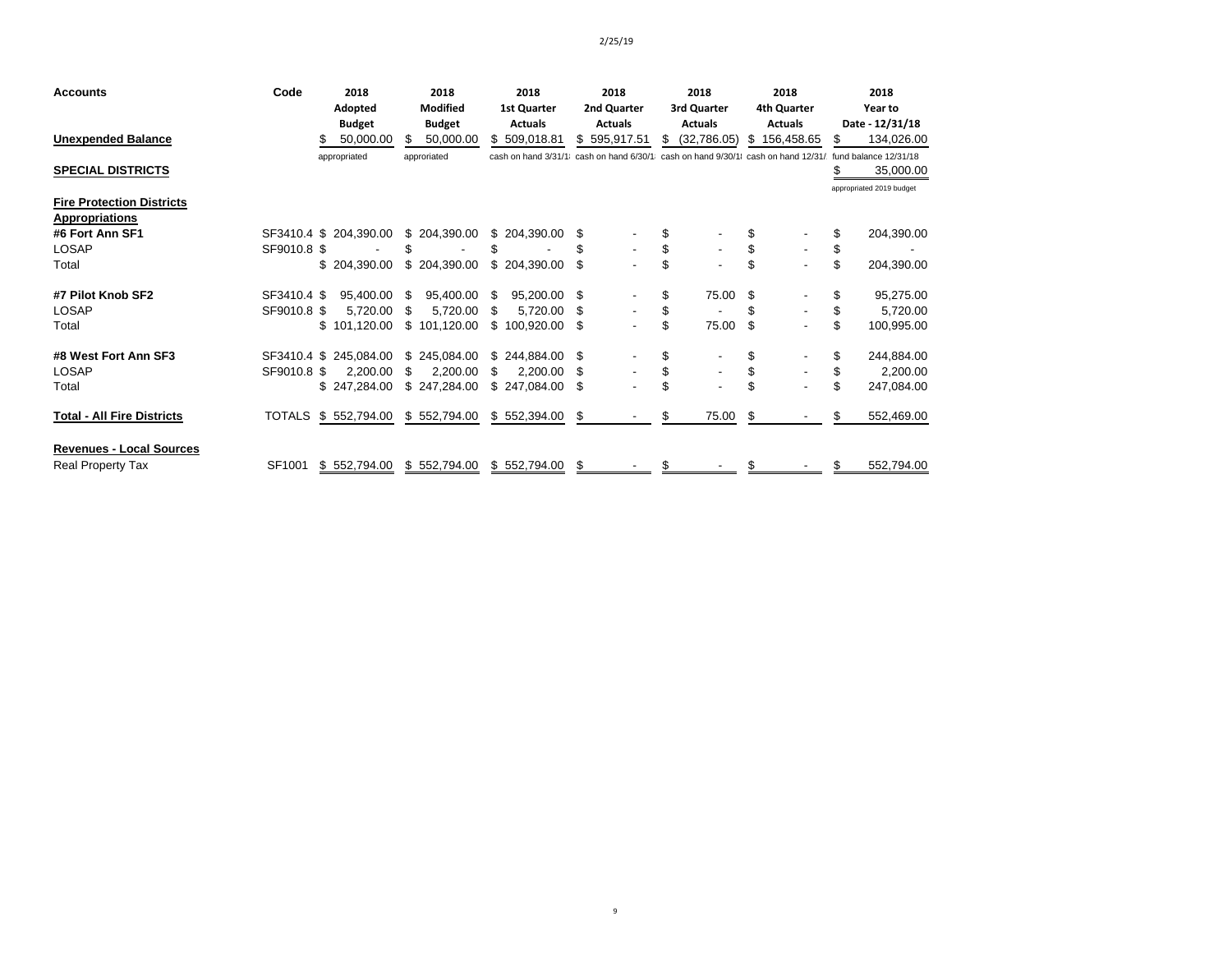2/25/19

| Accounts | Code | 2018 Adopted Budget | 2018 Modified Budget | 2018 1st Quarter Actuals | 2018 2nd Quarter Actuals | 2018 3rd Quarter Actuals | 2018 4th Quarter Actuals | 2018 Year to Date - 12/31/18 |
|---|---|---|---|---|---|---|---|---|
| **Unexpended Balance** | | $ 50,000.00 | $ 50,000.00 | $ 509,018.81 | $ 595,917.51 | $ (32,786.05) | $ 156,458.65 | $ 134,026.00 |
| | | appropriated | approriated | cash on hand 3/31/1 | cash on hand 6/30/1 | cash on hand 9/30/1 | cash on hand 12/31/ | fund balance 12/31/18 |
| **SPECIAL DISTRICTS** | | | | | | | | $ 35,000.00 |
| | | | | | | | | appropriated 2019 budget |
| **Fire Protection Districts** | | | | | | | | |
| **Appropriations** | | | | | | | | |
| **#6 Fort Ann SF1** | SF3410.4 | $ 204,390.00 | $ 204,390.00 | $ 204,390.00 | $ - | $ - | $ - | $ 204,390.00 |
| LOSAP | SF9010.8 | $ - | $ - | $ - | $ - | $ - | $ - | $ - |
| Total | | $ 204,390.00 | $ 204,390.00 | $ 204,390.00 | $ - | $ - | $ - | $ 204,390.00 |
| **#7 Pilot Knob SF2** | SF3410.4 | $ 95,400.00 | $ 95,400.00 | $ 95,200.00 | $ - | $ 75.00 | $ - | $ 95,275.00 |
| LOSAP | SF9010.8 | $ 5,720.00 | $ 5,720.00 | $ 5,720.00 | $ - | $ - | $ - | $ 5,720.00 |
| Total | | $ 101,120.00 | $ 101,120.00 | $ 100,920.00 | $ - | $ 75.00 | $ - | $ 100,995.00 |
| **#8 West Fort Ann SF3** | SF3410.4 | $ 245,084.00 | $ 245,084.00 | $ 244,884.00 | $ - | $ - | $ - | $ 244,884.00 |
| LOSAP | SF9010.8 | $ 2,200.00 | $ 2,200.00 | $ 2,200.00 | $ - | $ - | $ - | $ 2,200.00 |
| Total | | $ 247,284.00 | $ 247,284.00 | $ 247,084.00 | $ - | $ - | $ - | $ 247,084.00 |
| **Total - All Fire Districts** | TOTALS | $ 552,794.00 | $ 552,794.00 | $ 552,394.00 | $ - | $ 75.00 | $ - | $ 552,469.00 |
| **Revenues - Local Sources** | | | | | | | | |
| Real Property Tax | SF1001 | $ 552,794.00 | $ 552,794.00 | $ 552,794.00 | $ - | $ - | $ - | $ 552,794.00 |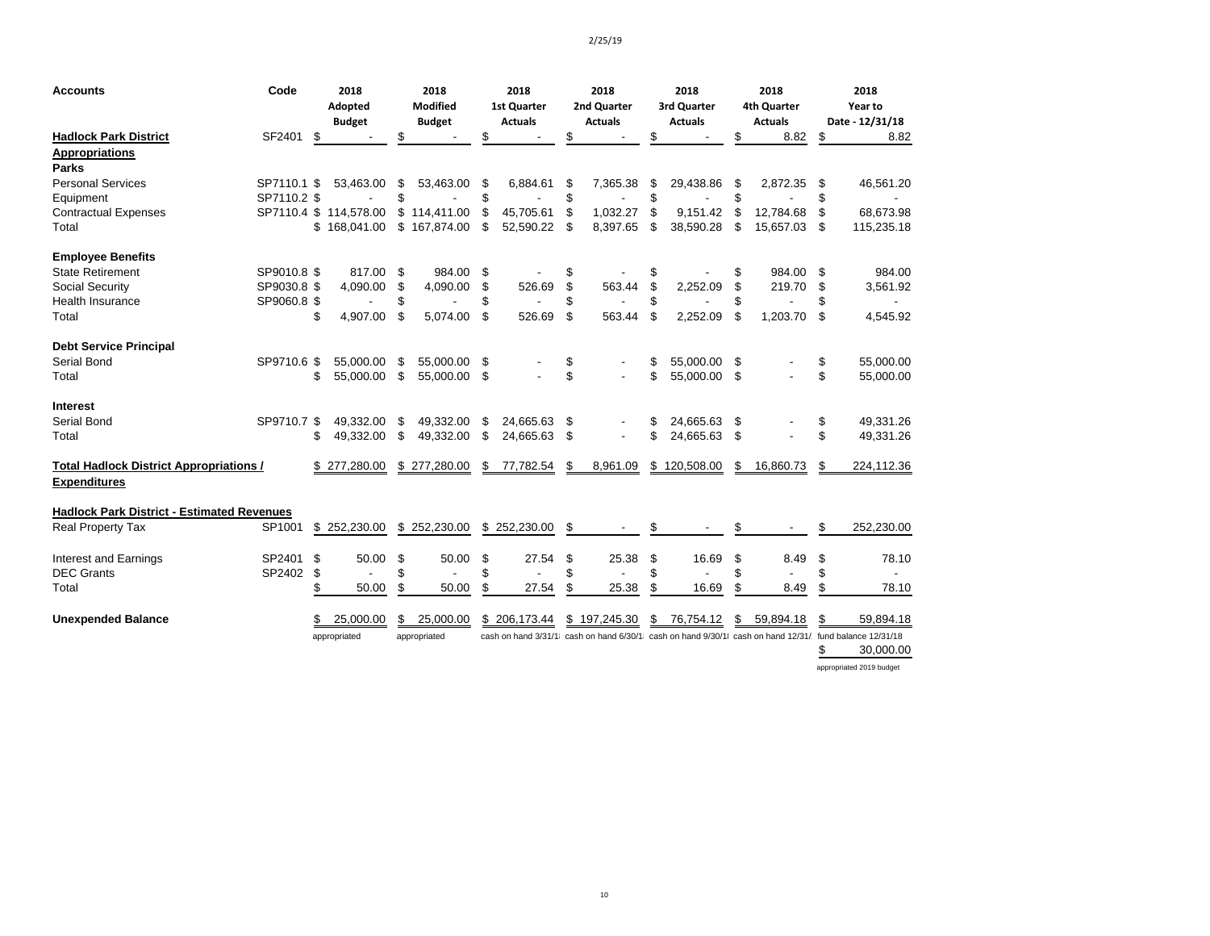| Accounts | Code | 2018 Adopted Budget | 2018 Modified Budget | 2018 1st Quarter Actuals | 2018 2nd Quarter Actuals | 2018 3rd Quarter Actuals | 2018 4th Quarter Actuals | 2018 Year to Date - 12/31/18 |
|---|---|---|---|---|---|---|---|---|
| **Hadlock Park District** | SF2401 | $ - | $ - | $ - | $ - | $ - | $ 8.82 | $ 8.82 |
| **Appropriations** | | | | | | | | |
| **Parks** | | | | | | | | |
| Personal Services | SP7110.1 | $ 53,463.00 | $ 53,463.00 | $ 6,884.61 | $ 7,365.38 | $ 29,438.86 | $ 2,872.35 | $ 46,561.20 |
| Equipment | SP7110.2 | $ - | $ - | $ - | $ - | $ - | $ - | $ - |
| Contractual Expenses | SP7110.4 | $ 114,578.00 | $ 114,411.00 | $ 45,705.61 | $ 1,032.27 | $ 9,151.42 | $ 12,784.68 | $ 68,673.98 |
| Total | | $ 168,041.00 | $ 167,874.00 | $ 52,590.22 | $ 8,397.65 | $ 38,590.28 | $ 15,657.03 | $ 115,235.18 |
| **Employee Benefits** | | | | | | | | |
| State Retirement | SP9010.8 | $ 817.00 | $ 984.00 | $ - | $ - | $ - | $ 984.00 | $ 984.00 |
| Social Security | SP9030.8 | $ 4,090.00 | $ 4,090.00 | $ 526.69 | $ 563.44 | $ 2,252.09 | $ 219.70 | $ 3,561.92 |
| Health Insurance | SP9060.8 | $ - | $ - | $ - | $ - | $ - | $ - | $ - |
| Total | | $ 4,907.00 | $ 5,074.00 | $ 526.69 | $ 563.44 | $ 2,252.09 | $ 1,203.70 | $ 4,545.92 |
| **Debt Service Principal** | | | | | | | | |
| Serial Bond | SP9710.6 | $ 55,000.00 | $ 55,000.00 | $ - | $ - | $ 55,000.00 | $ - | $ 55,000.00 |
| Total | | $ 55,000.00 | $ 55,000.00 | $ - | $ - | $ 55,000.00 | $ - | $ 55,000.00 |
| **Interest** | | | | | | | | |
| Serial Bond | SP9710.7 | $ 49,332.00 | $ 49,332.00 | $ 24,665.63 | $ - | $ 24,665.63 | $ - | $ 49,331.26 |
| Total | | $ 49,332.00 | $ 49,332.00 | $ 24,665.63 | $ - | $ 24,665.63 | $ - | $ 49,331.26 |
| **Total Hadlock District Appropriations / Expenditures** | | $ 277,280.00 | $ 277,280.00 | $ 77,782.54 | $ 8,961.09 | $ 120,508.00 | $ 16,860.73 | $ 224,112.36 |
| **Hadlock Park District - Estimated Revenues** | | | | | | | | |
| Real Property Tax | SP1001 | $ 252,230.00 | $ 252,230.00 | $ 252,230.00 | $ - | $ - | $ - | $ 252,230.00 |
| Interest and Earnings | SP2401 | $ 50.00 | $ 50.00 | $ 27.54 | $ 25.38 | $ 16.69 | $ 8.49 | $ 78.10 |
| DEC Grants | SP2402 | $ - | $ - | $ - | $ - | $ - | $ - | $ - |
| Total | | $ 50.00 | $ 50.00 | $ 27.54 | $ 25.38 | $ 16.69 | $ 8.49 | $ 78.10 |
| **Unexpended Balance** | | $ 25,000.00 | $ 25,000.00 | $ 206,173.44 | $ 197,245.30 | $ 76,754.12 | $ 59,894.18 | $ 59,894.18 |
| | | appropriated | appropriated | cash on hand 3/31/1 | cash on hand 6/30/1 | cash on hand 9/30/1 | cash on hand 12/31/ | fund balance 12/31/18 |
| | | | | | | | | $ 30,000.00 |
| | | | | | | | | appropriated 2019 budget |